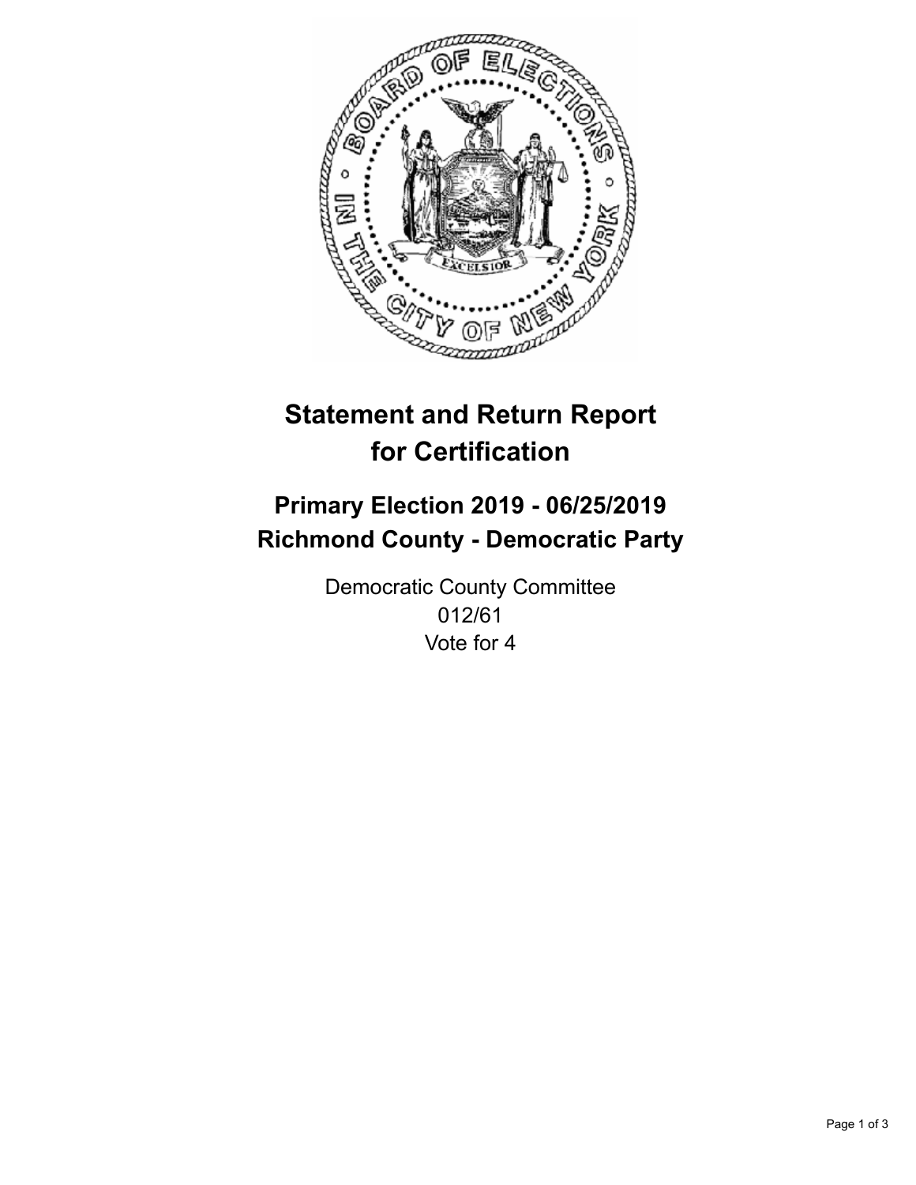# Statement and Return Report for Certification

## Primary Election 2019 - 06/25/2019
## Richmond County - Democratic Party

Democratic County Committee
012/61
Vote for 4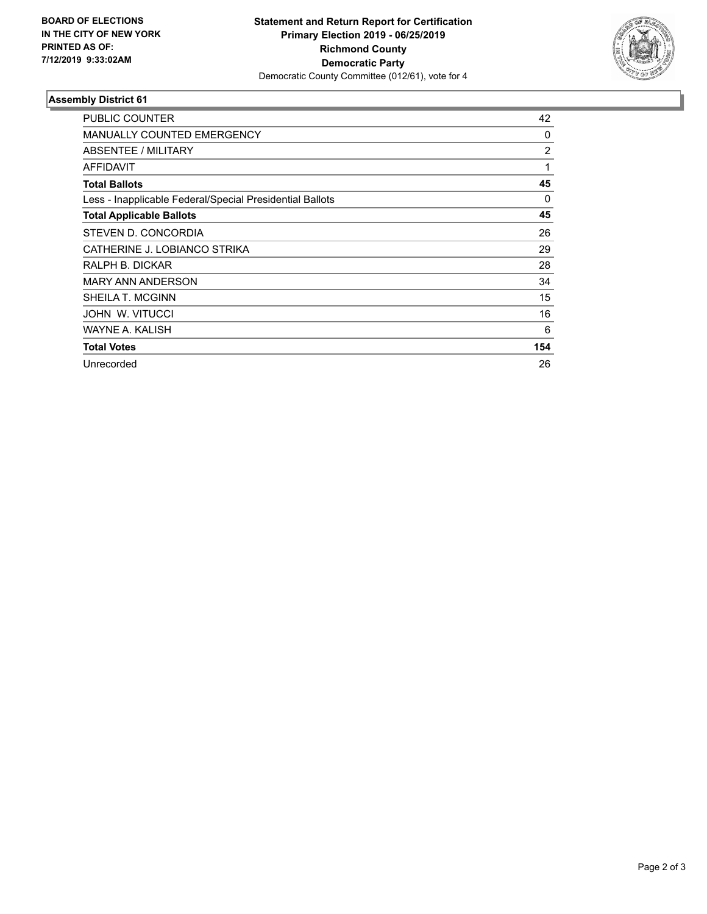**BOARD OF ELECTIONS IN THE CITY OF NEW YORK PRINTED AS OF: 7/12/2019 9:33:02AM**

**Statement and Return Report for Certification**
**Primary Election 2019 - 06/25/2019**
**Richmond County**
**Democratic Party**
Democratic County Committee (012/61), vote for 4

## Assembly District 61

| | |
|---|---|
| PUBLIC COUNTER | 42 |
| MANUALLY COUNTED EMERGENCY | 0 |
| ABSENTEE / MILITARY | 2 |
| AFFIDAVIT | 1 |
| **Total Ballots** | **45** |
| Less - Inapplicable Federal/Special Presidential Ballots | 0 |
| **Total Applicable Ballots** | **45** |
| STEVEN D. CONCORDIA | 26 |
| CATHERINE J. LOBIANCO STRIKA | 29 |
| RALPH B. DICKAR | 28 |
| MARY ANN ANDERSON | 34 |
| SHEILA T. MCGINN | 15 |
| JOHN W. VITUCCI | 16 |
| WAYNE A. KALISH | 6 |
| **Total Votes** | **154** |
| Unrecorded | 26 |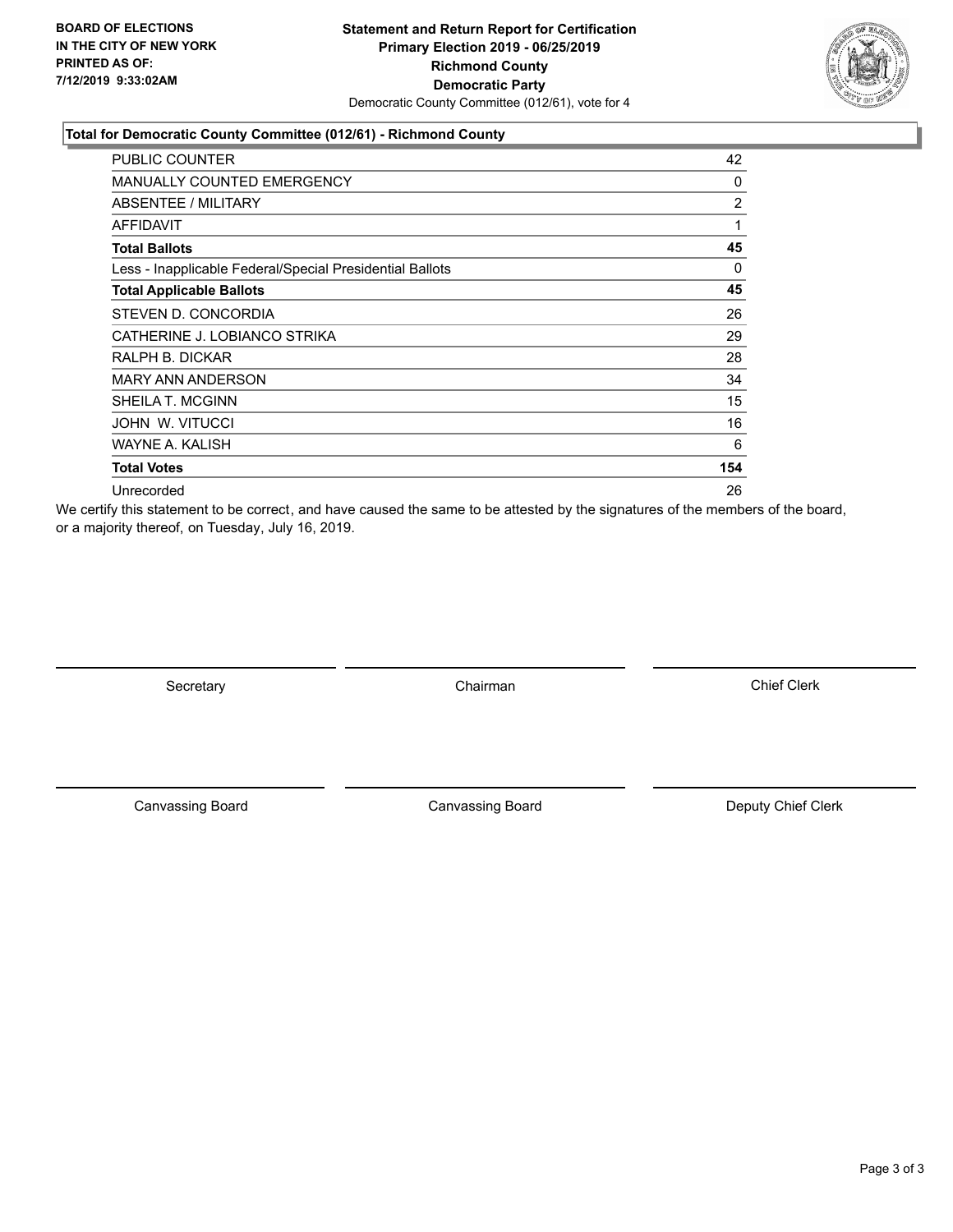**BOARD OF ELECTIONS IN THE CITY OF NEW YORK PRINTED AS OF: 7/12/2019 9:33:02AM**

**Statement and Return Report for Certification**
**Primary Election 2019 - 06/25/2019**
**Richmond County**
**Democratic Party**
Democratic County Committee (012/61), vote for 4

### Total for Democratic County Committee (012/61) - Richmond County

| | |
|---|---|
| PUBLIC COUNTER | 42 |
| MANUALLY COUNTED EMERGENCY | 0 |
| ABSENTEE / MILITARY | 2 |
| AFFIDAVIT | 1 |
| **Total Ballots** | **45** |
| Less - Inapplicable Federal/Special Presidential Ballots | 0 |
| **Total Applicable Ballots** | **45** |
| STEVEN D. CONCORDIA | 26 |
| CATHERINE J. LOBIANCO STRIKA | 29 |
| RALPH B. DICKAR | 28 |
| MARY ANN ANDERSON | 34 |
| SHEILA T. MCGINN | 15 |
| JOHN W. VITUCCI | 16 |
| WAYNE A. KALISH | 6 |
| **Total Votes** | **154** |
| Unrecorded | 26 |

We certify this statement to be correct, and have caused the same to be attested by the signatures of the members of the board, or a majority thereof, on Tuesday, July 16, 2019.

Secretary

Chairman

Chief Clerk

Canvassing Board

Canvassing Board

Deputy Chief Clerk